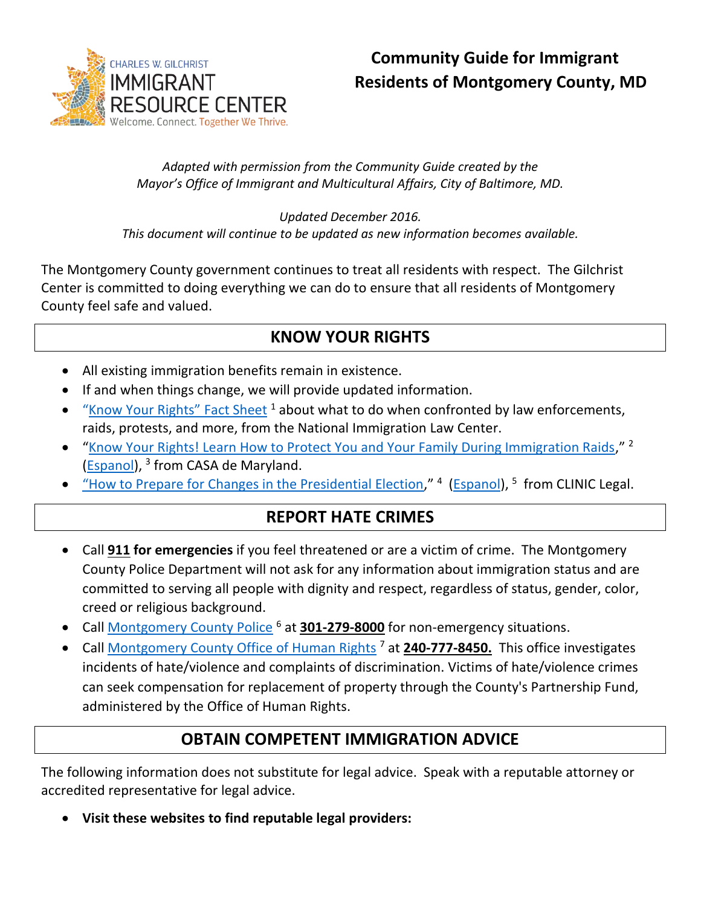CHARLES W. GILCHRIST IMMIGRANT RESOURCE CENTER
Welcome. Connect. Together We Thrive.

# Community Guide for Immigrant Residents of Montgomery County, MD

*Adapted with permission from the Community Guide created by the Mayor's Office of Immigrant and Multicultural Affairs, City of Baltimore, MD.*

*Updated December 2016.*
*This document will continue to be updated as new information becomes available.*

The Montgomery County government continues to treat all residents with respect. The Gilchrist Center is committed to doing everything we can do to ensure that all residents of Montgomery County feel safe and valued.

## KNOW YOUR RIGHTS

- All existing immigration benefits remain in existence.
- If and when things change, we will provide updated information.
- "Know Your Rights" Fact Sheet [1] about what to do when confronted by law enforcements, raids, protests, and more, from the National Immigration Law Center.
- "Know Your Rights! Learn How to Protect You and Your Family During Immigration Raids," [2] (Espanol), [3] from CASA de Maryland.
- "How to Prepare for Changes in the Presidential Election," [4] (Espanol), [5] from CLINIC Legal.

## REPORT HATE CRIMES

- Call **911 for emergencies** if you feel threatened or are a victim of crime. The Montgomery County Police Department will not ask for any information about immigration status and are committed to serving all people with dignity and respect, regardless of status, gender, color, creed or religious background.
- Call Montgomery County Police [6] at **301-279-8000** for non-emergency situations.
- Call Montgomery County Office of Human Rights [7] at **240-777-8450.** This office investigates incidents of hate/violence and complaints of discrimination. Victims of hate/violence crimes can seek compensation for replacement of property through the County's Partnership Fund, administered by the Office of Human Rights.

## OBTAIN COMPETENT IMMIGRATION ADVICE

The following information does not substitute for legal advice. Speak with a reputable attorney or accredited representative for legal advice.

- **Visit these websites to find reputable legal providers:**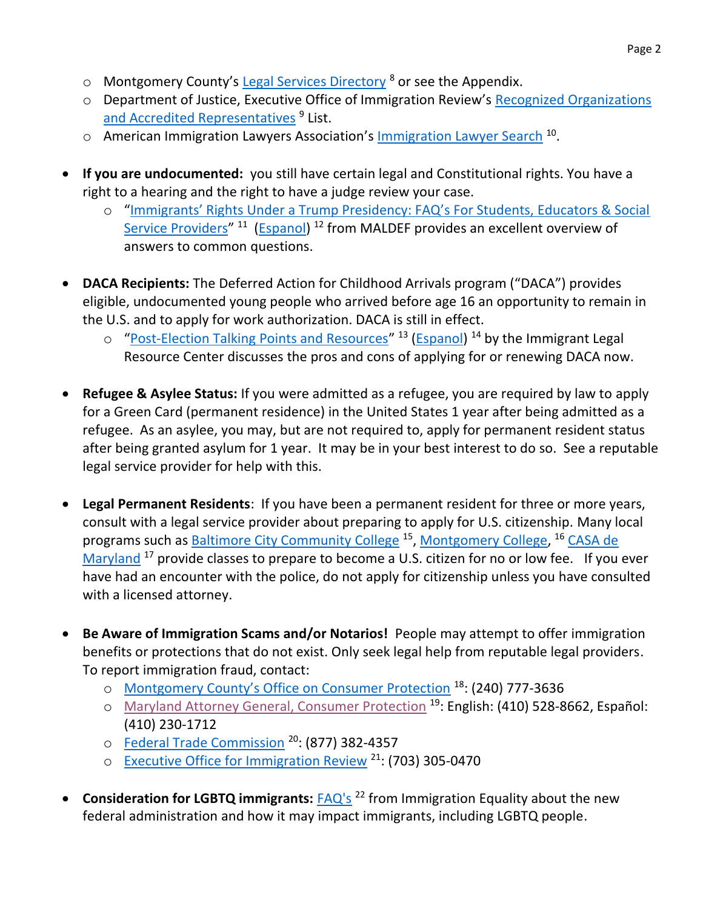- Montgomery County's Legal Services Directory [8] or see the Appendix.
- Department of Justice, Executive Office of Immigration Review's Recognized Organizations and Accredited Representatives [9] List.
- American Immigration Lawyers Association's Immigration Lawyer Search [10].

- **If you are undocumented:** you still have certain legal and Constitutional rights. You have a right to a hearing and the right to have a judge review your case.
  - "Immigrants' Rights Under a Trump Presidency: FAQ's For Students, Educators & Social Service Providers" [11] (Espanol) [12] from MALDEF provides an excellent overview of answers to common questions.

- **DACA Recipients:** The Deferred Action for Childhood Arrivals program ("DACA") provides eligible, undocumented young people who arrived before age 16 an opportunity to remain in the U.S. and to apply for work authorization. DACA is still in effect.
  - "Post-Election Talking Points and Resources" [13] (Espanol) [14] by the Immigrant Legal Resource Center discusses the pros and cons of applying for or renewing DACA now.

- **Refugee & Asylee Status:** If you were admitted as a refugee, you are required by law to apply for a Green Card (permanent residence) in the United States 1 year after being admitted as a refugee. As an asylee, you may, but are not required to, apply for permanent resident status after being granted asylum for 1 year. It may be in your best interest to do so. See a reputable legal service provider for help with this.

- **Legal Permanent Residents**: If you have been a permanent resident for three or more years, consult with a legal service provider about preparing to apply for U.S. citizenship. Many local programs such as Baltimore City Community College [15], Montgomery College, [16] CASA de Maryland [17] provide classes to prepare to become a U.S. citizen for no or low fee. If you ever have had an encounter with the police, do not apply for citizenship unless you have consulted with a licensed attorney.

- **Be Aware of Immigration Scams and/or Notarios!** People may attempt to offer immigration benefits or protections that do not exist. Only seek legal help from reputable legal providers. To report immigration fraud, contact:
  - Montgomery County's Office on Consumer Protection [18]: (240) 777-3636
  - Maryland Attorney General, Consumer Protection [19]: English: (410) 528-8662, Español: (410) 230-1712
  - Federal Trade Commission [20]: (877) 382-4357
  - Executive Office for Immigration Review [21]: (703) 305-0470

- **Consideration for LGBTQ immigrants:** FAQ's [22] from Immigration Equality about the new federal administration and how it may impact immigrants, including LGBTQ people.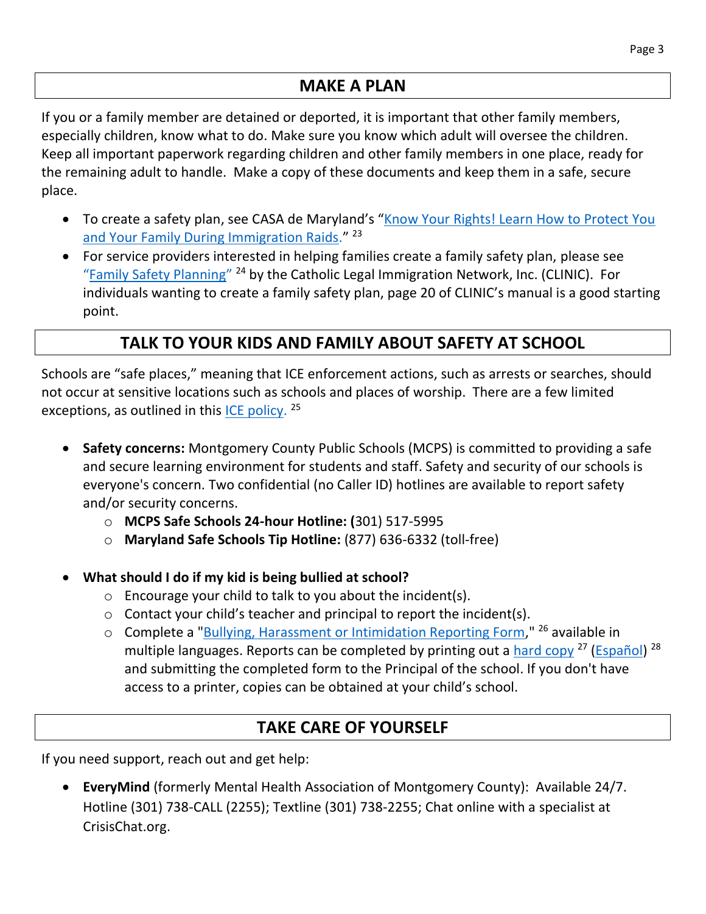## MAKE A PLAN

If you or a family member are detained or deported, it is important that other family members, especially children, know what to do. Make sure you know which adult will oversee the children. Keep all important paperwork regarding children and other family members in one place, ready for the remaining adult to handle. Make a copy of these documents and keep them in a safe, secure place.

- To create a safety plan, see CASA de Maryland's "Know Your Rights! Learn How to Protect You and Your Family During Immigration Raids." [23]
- For service providers interested in helping families create a family safety plan, please see "Family Safety Planning" [24] by the Catholic Legal Immigration Network, Inc. (CLINIC). For individuals wanting to create a family safety plan, page 20 of CLINIC's manual is a good starting point.

## TALK TO YOUR KIDS AND FAMILY ABOUT SAFETY AT SCHOOL

Schools are "safe places," meaning that ICE enforcement actions, such as arrests or searches, should not occur at sensitive locations such as schools and places of worship. There are a few limited exceptions, as outlined in this ICE policy. [25]

- **Safety concerns:** Montgomery County Public Schools (MCPS) is committed to providing a safe and secure learning environment for students and staff. Safety and security of our schools is everyone's concern. Two confidential (no Caller ID) hotlines are available to report safety and/or security concerns.
  - **MCPS Safe Schools 24-hour Hotline: (**301) 517-5995
  - **Maryland Safe Schools Tip Hotline:** (877) 636-6332 (toll-free)

- **What should I do if my kid is being bullied at school?**
  - Encourage your child to talk to you about the incident(s).
  - Contact your child's teacher and principal to report the incident(s).
  - Complete a "Bullying, Harassment or Intimidation Reporting Form," [26] available in multiple languages. Reports can be completed by printing out a hard copy [27] (Español) [28] and submitting the completed form to the Principal of the school. If you don't have access to a printer, copies can be obtained at your child's school.

## TAKE CARE OF YOURSELF

If you need support, reach out and get help:

- **EveryMind** (formerly Mental Health Association of Montgomery County): Available 24/7. Hotline (301) 738-CALL (2255); Textline (301) 738-2255; Chat online with a specialist at CrisisChat.org.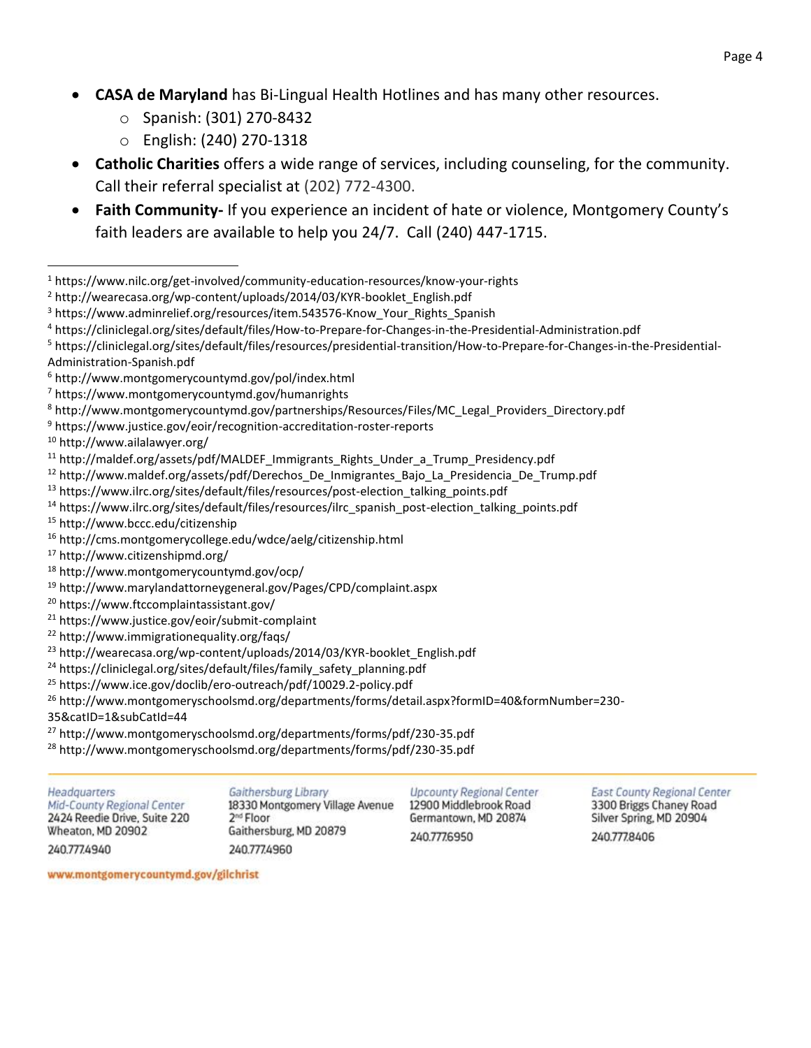- **CASA de Maryland** has Bi-Lingual Health Hotlines and has many other resources.
  - Spanish: (301) 270-8432
  - English: (240) 270-1318
- **Catholic Charities** offers a wide range of services, including counseling, for the community. Call their referral specialist at (202) 772-4300.
- **Faith Community-** If you experience an incident of hate or violence, Montgomery County's faith leaders are available to help you 24/7. Call (240) 447-1715.

---

[1] https://www.nilc.org/get-involved/community-education-resources/know-your-rights
[2] http://wearecasa.org/wp-content/uploads/2014/03/KYR-booklet_English.pdf
[3] https://www.adminrelief.org/resources/item.543576-Know_Your_Rights_Spanish
[4] https://cliniclegal.org/sites/default/files/How-to-Prepare-for-Changes-in-the-Presidential-Administration.pdf
[5] https://cliniclegal.org/sites/default/files/resources/presidential-transition/How-to-Prepare-for-Changes-in-the-Presidential-Administration-Spanish.pdf
[6] http://www.montgomerycountymd.gov/pol/index.html
[7] https://www.montgomerycountymd.gov/humanrights
[8] http://www.montgomerycountymd.gov/partnerships/Resources/Files/MC_Legal_Providers_Directory.pdf
[9] https://www.justice.gov/eoir/recognition-accreditation-roster-reports
[10] http://www.ailalawyer.org/
[11] http://maldef.org/assets/pdf/MALDEF_Immigrants_Rights_Under_a_Trump_Presidency.pdf
[12] http://www.maldef.org/assets/pdf/Derechos_De_Inmigrantes_Bajo_La_Presidencia_De_Trump.pdf
[13] https://www.ilrc.org/sites/default/files/resources/post-election_talking_points.pdf
[14] https://www.ilrc.org/sites/default/files/resources/ilrc_spanish_post-election_talking_points.pdf
[15] http://www.bccc.edu/citizenship
[16] http://cms.montgomerycollege.edu/wdce/aelg/citizenship.html
[17] http://www.citizenshipmd.org/
[18] http://www.montgomerycountymd.gov/ocp/
[19] http://www.marylandattorneygeneral.gov/Pages/CPD/complaint.aspx
[20] https://www.ftccomplaintassistant.gov/
[21] https://www.justice.gov/eoir/submit-complaint
[22] http://www.immigrationequality.org/faqs/
[23] http://wearecasa.org/wp-content/uploads/2014/03/KYR-booklet_English.pdf
[24] https://cliniclegal.org/sites/default/files/family_safety_planning.pdf
[25] https://www.ice.gov/doclib/ero-outreach/pdf/10029.2-policy.pdf
[26] http://www.montgomeryschoolsmd.org/departments/forms/detail.aspx?formID=40&formNumber=230-35&catID=1&subCatId=44
[27] http://www.montgomeryschoolsmd.org/departments/forms/pdf/230-35.pdf
[28] http://www.montgomeryschoolsmd.org/departments/forms/pdf/230-35.pdf